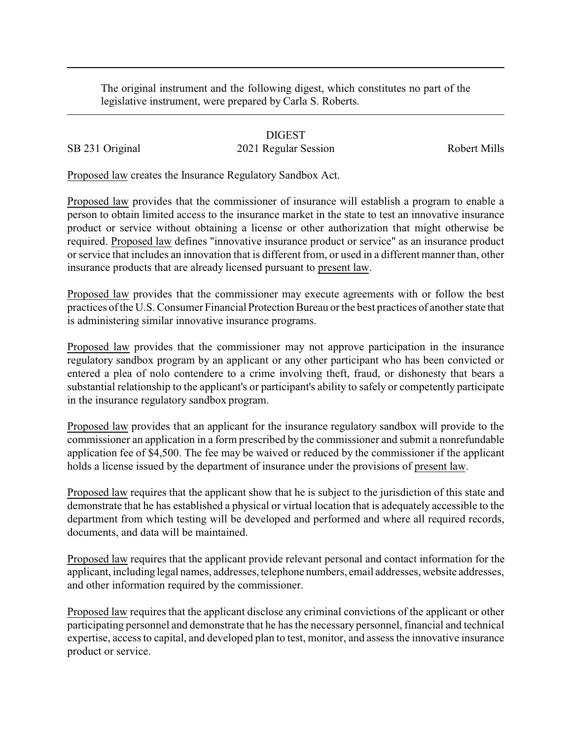The original instrument and the following digest, which constitutes no part of the legislative instrument, were prepared by Carla S. Roberts.

## DIGEST

SB 231 Original | 2021 Regular Session | Robert Mills

Proposed law creates the Insurance Regulatory Sandbox Act.

Proposed law provides that the commissioner of insurance will establish a program to enable a person to obtain limited access to the insurance market in the state to test an innovative insurance product or service without obtaining a license or other authorization that might otherwise be required. Proposed law defines "innovative insurance product or service" as an insurance product or service that includes an innovation that is different from, or used in a different manner than, other insurance products that are already licensed pursuant to present law.

Proposed law provides that the commissioner may execute agreements with or follow the best practices of the U.S. Consumer Financial Protection Bureau or the best practices of another state that is administering similar innovative insurance programs.

Proposed law provides that the commissioner may not approve participation in the insurance regulatory sandbox program by an applicant or any other participant who has been convicted or entered a plea of nolo contendere to a crime involving theft, fraud, or dishonesty that bears a substantial relationship to the applicant's or participant's ability to safely or competently participate in the insurance regulatory sandbox program.

Proposed law provides that an applicant for the insurance regulatory sandbox will provide to the commissioner an application in a form prescribed by the commissioner and submit a nonrefundable application fee of $4,500. The fee may be waived or reduced by the commissioner if the applicant holds a license issued by the department of insurance under the provisions of present law.

Proposed law requires that the applicant show that he is subject to the jurisdiction of this state and demonstrate that he has established a physical or virtual location that is adequately accessible to the department from which testing will be developed and performed and where all required records, documents, and data will be maintained.

Proposed law requires that the applicant provide relevant personal and contact information for the applicant, including legal names, addresses, telephone numbers, email addresses, website addresses, and other information required by the commissioner.

Proposed law requires that the applicant disclose any criminal convictions of the applicant or other participating personnel and demonstrate that he has the necessary personnel, financial and technical expertise, access to capital, and developed plan to test, monitor, and assess the innovative insurance product or service.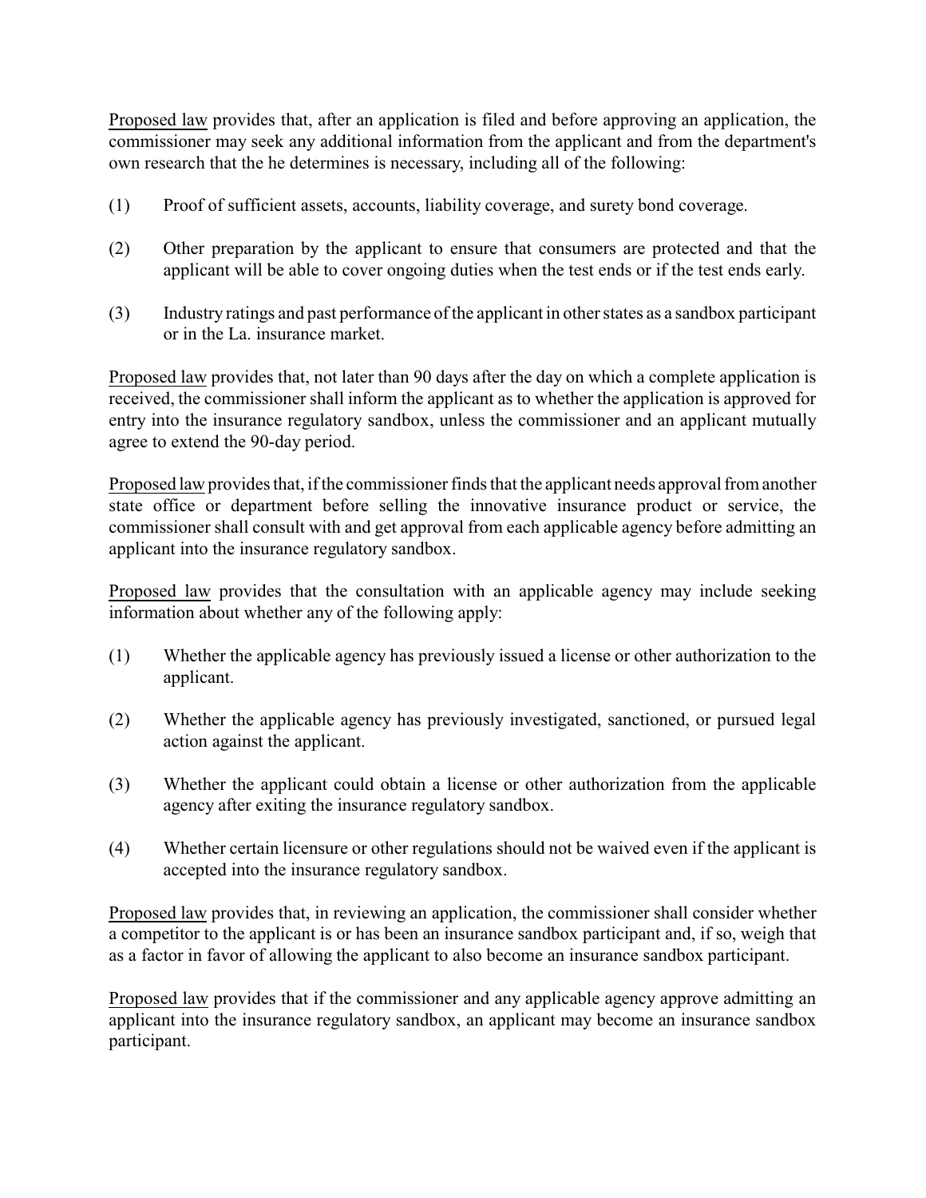Proposed law provides that, after an application is filed and before approving an application, the commissioner may seek any additional information from the applicant and from the department's own research that the he determines is necessary, including all of the following:

(1) Proof of sufficient assets, accounts, liability coverage, and surety bond coverage.

(2) Other preparation by the applicant to ensure that consumers are protected and that the applicant will be able to cover ongoing duties when the test ends or if the test ends early.

(3) Industry ratings and past performance of the applicant in other states as a sandbox participant or in the La. insurance market.

Proposed law provides that, not later than 90 days after the day on which a complete application is received, the commissioner shall inform the applicant as to whether the application is approved for entry into the insurance regulatory sandbox, unless the commissioner and an applicant mutually agree to extend the 90-day period.

Proposed law provides that, if the commissioner finds that the applicant needs approval from another state office or department before selling the innovative insurance product or service, the commissioner shall consult with and get approval from each applicable agency before admitting an applicant into the insurance regulatory sandbox.

Proposed law provides that the consultation with an applicable agency may include seeking information about whether any of the following apply:

(1) Whether the applicable agency has previously issued a license or other authorization to the applicant.

(2) Whether the applicable agency has previously investigated, sanctioned, or pursued legal action against the applicant.

(3) Whether the applicant could obtain a license or other authorization from the applicable agency after exiting the insurance regulatory sandbox.

(4) Whether certain licensure or other regulations should not be waived even if the applicant is accepted into the insurance regulatory sandbox.

Proposed law provides that, in reviewing an application, the commissioner shall consider whether a competitor to the applicant is or has been an insurance sandbox participant and, if so, weigh that as a factor in favor of allowing the applicant to also become an insurance sandbox participant.

Proposed law provides that if the commissioner and any applicable agency approve admitting an applicant into the insurance regulatory sandbox, an applicant may become an insurance sandbox participant.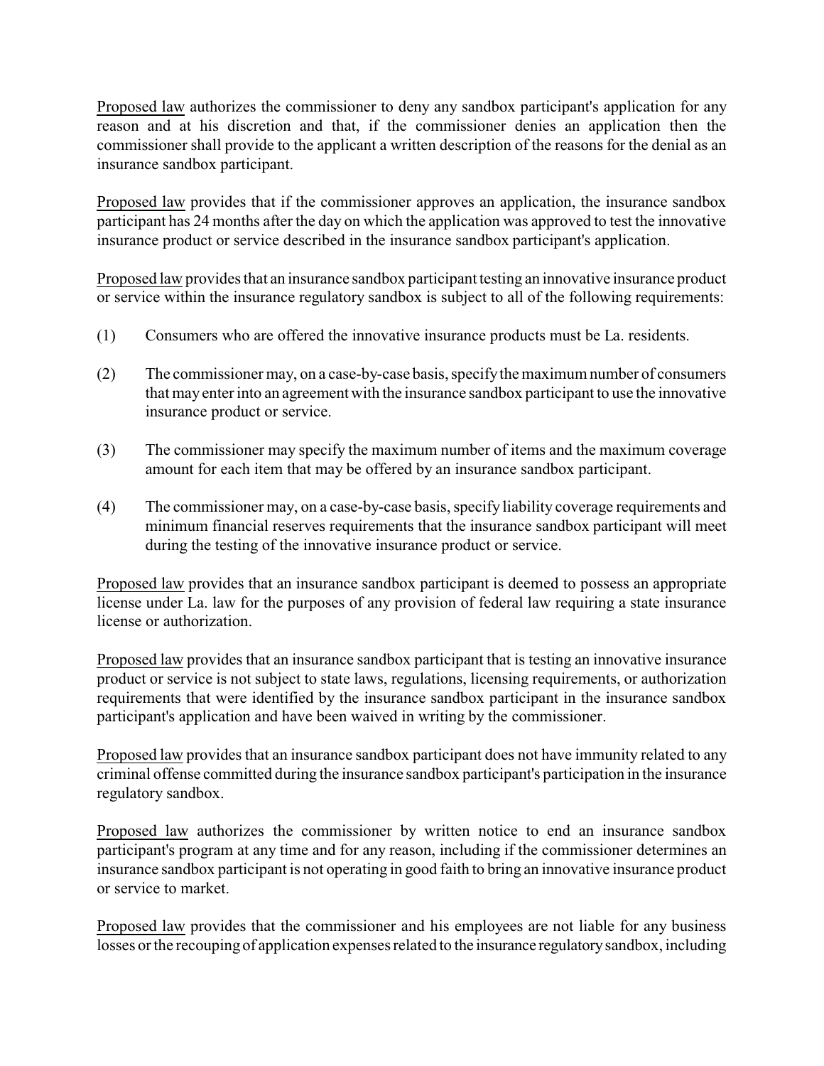Proposed law authorizes the commissioner to deny any sandbox participant's application for any reason and at his discretion and that, if the commissioner denies an application then the commissioner shall provide to the applicant a written description of the reasons for the denial as an insurance sandbox participant.

Proposed law provides that if the commissioner approves an application, the insurance sandbox participant has 24 months after the day on which the application was approved to test the innovative insurance product or service described in the insurance sandbox participant's application.

Proposed law provides that an insurance sandbox participant testing an innovative insurance product or service within the insurance regulatory sandbox is subject to all of the following requirements:

(1) Consumers who are offered the innovative insurance products must be La. residents.

(2) The commissioner may, on a case-by-case basis, specify the maximum number of consumers that may enter into an agreement with the insurance sandbox participant to use the innovative insurance product or service.

(3) The commissioner may specify the maximum number of items and the maximum coverage amount for each item that may be offered by an insurance sandbox participant.

(4) The commissioner may, on a case-by-case basis, specify liability coverage requirements and minimum financial reserves requirements that the insurance sandbox participant will meet during the testing of the innovative insurance product or service.

Proposed law provides that an insurance sandbox participant is deemed to possess an appropriate license under La. law for the purposes of any provision of federal law requiring a state insurance license or authorization.

Proposed law provides that an insurance sandbox participant that is testing an innovative insurance product or service is not subject to state laws, regulations, licensing requirements, or authorization requirements that were identified by the insurance sandbox participant in the insurance sandbox participant's application and have been waived in writing by the commissioner.

Proposed law provides that an insurance sandbox participant does not have immunity related to any criminal offense committed during the insurance sandbox participant's participation in the insurance regulatory sandbox.

Proposed law authorizes the commissioner by written notice to end an insurance sandbox participant's program at any time and for any reason, including if the commissioner determines an insurance sandbox participant is not operating in good faith to bring an innovative insurance product or service to market.

Proposed law provides that the commissioner and his employees are not liable for any business losses or the recouping of application expenses related to the insurance regulatory sandbox, including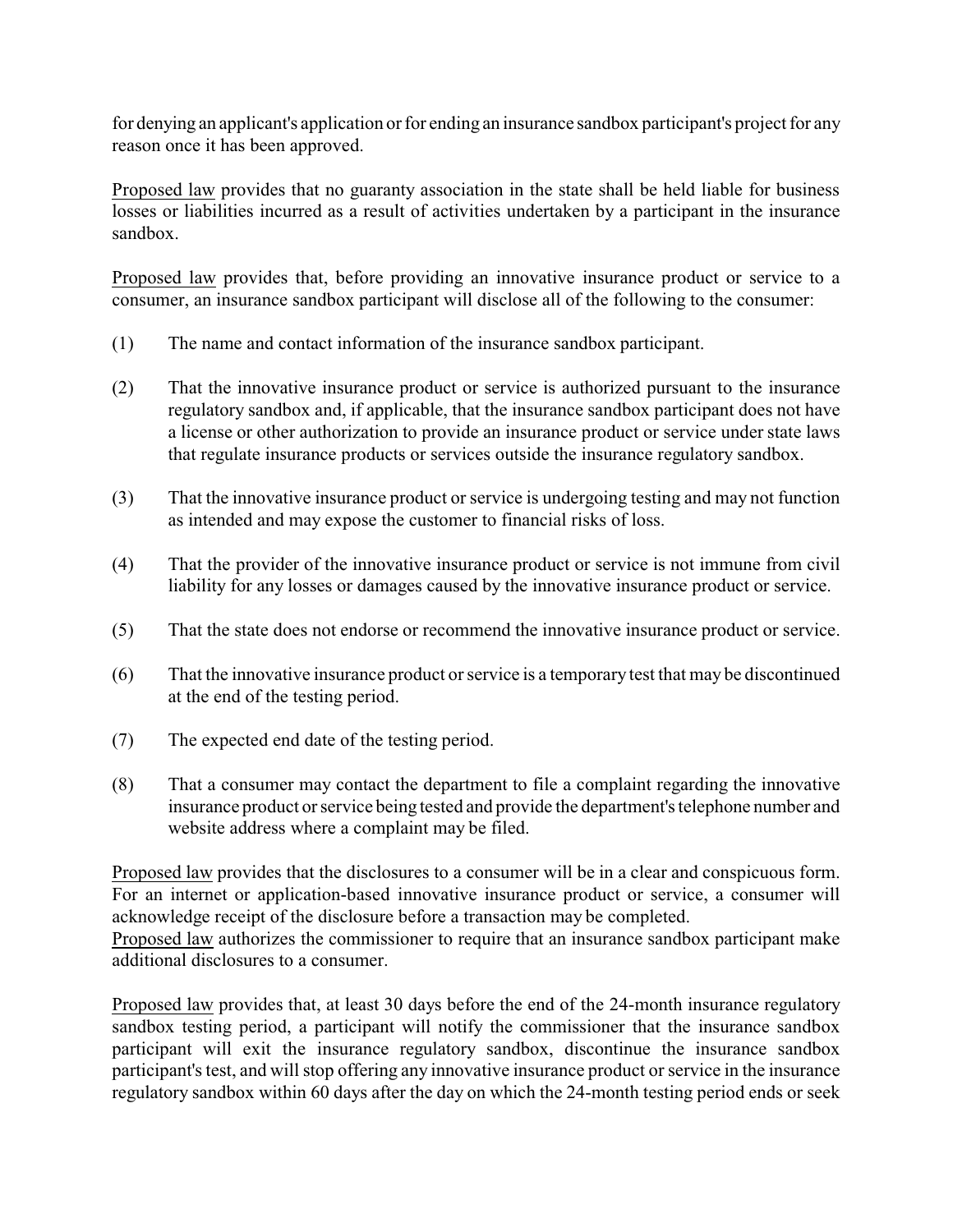for denying an applicant's application or for ending an insurance sandbox participant's project for any reason once it has been approved.

Proposed law provides that no guaranty association in the state shall be held liable for business losses or liabilities incurred as a result of activities undertaken by a participant in the insurance sandbox.

Proposed law provides that, before providing an innovative insurance product or service to a consumer, an insurance sandbox participant will disclose all of the following to the consumer:

(1) The name and contact information of the insurance sandbox participant.

(2) That the innovative insurance product or service is authorized pursuant to the insurance regulatory sandbox and, if applicable, that the insurance sandbox participant does not have a license or other authorization to provide an insurance product or service under state laws that regulate insurance products or services outside the insurance regulatory sandbox.

(3) That the innovative insurance product or service is undergoing testing and may not function as intended and may expose the customer to financial risks of loss.

(4) That the provider of the innovative insurance product or service is not immune from civil liability for any losses or damages caused by the innovative insurance product or service.

(5) That the state does not endorse or recommend the innovative insurance product or service.

(6) That the innovative insurance product or service is a temporary test that may be discontinued at the end of the testing period.

(7) The expected end date of the testing period.

(8) That a consumer may contact the department to file a complaint regarding the innovative insurance product or service being tested and provide the department's telephone number and website address where a complaint may be filed.

Proposed law provides that the disclosures to a consumer will be in a clear and conspicuous form. For an internet or application-based innovative insurance product or service, a consumer will acknowledge receipt of the disclosure before a transaction may be completed.
Proposed law authorizes the commissioner to require that an insurance sandbox participant make additional disclosures to a consumer.

Proposed law provides that, at least 30 days before the end of the 24-month insurance regulatory sandbox testing period, a participant will notify the commissioner that the insurance sandbox participant will exit the insurance regulatory sandbox, discontinue the insurance sandbox participant's test, and will stop offering any innovative insurance product or service in the insurance regulatory sandbox within 60 days after the day on which the 24-month testing period ends or seek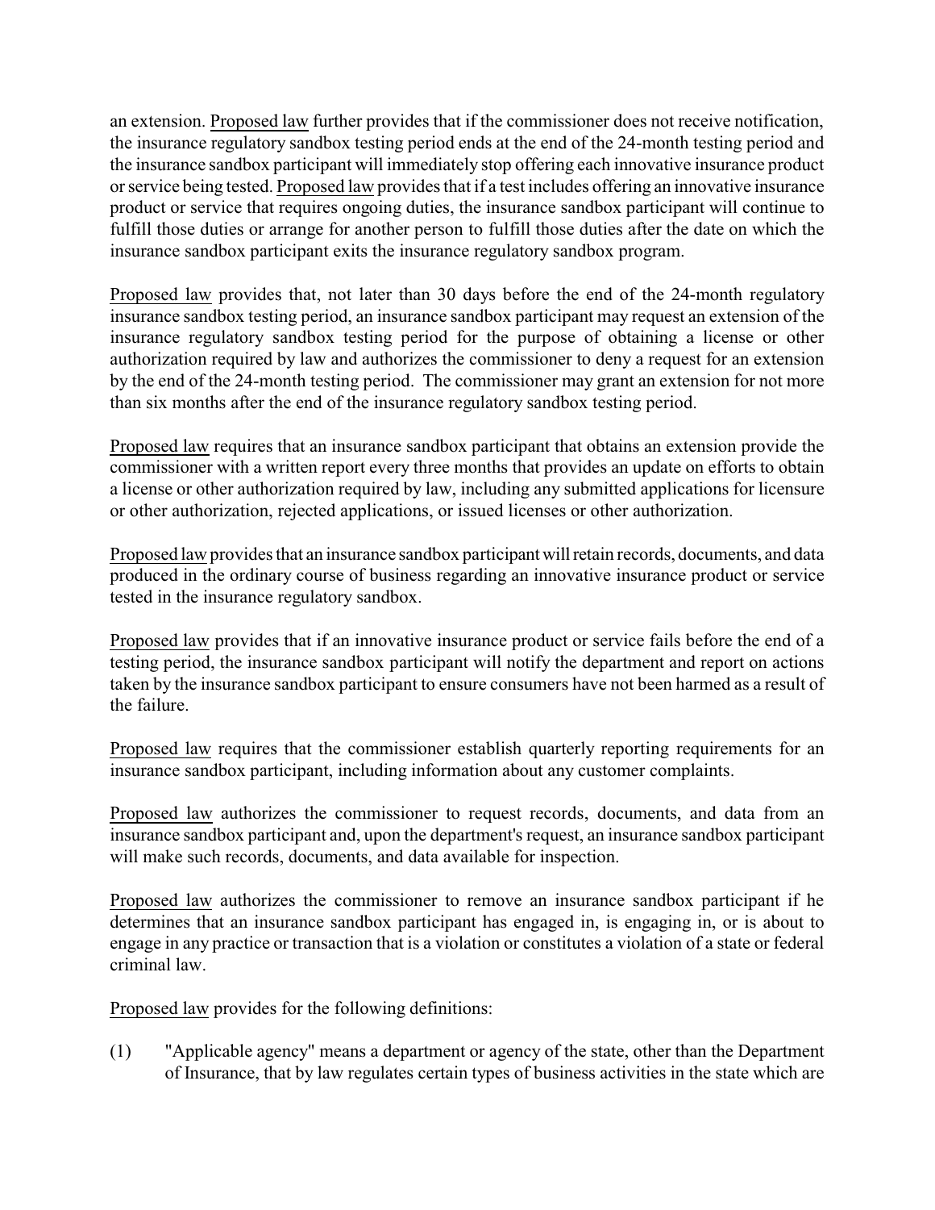an extension. Proposed law further provides that if the commissioner does not receive notification, the insurance regulatory sandbox testing period ends at the end of the 24-month testing period and the insurance sandbox participant will immediately stop offering each innovative insurance product or service being tested. Proposed law provides that if a test includes offering an innovative insurance product or service that requires ongoing duties, the insurance sandbox participant will continue to fulfill those duties or arrange for another person to fulfill those duties after the date on which the insurance sandbox participant exits the insurance regulatory sandbox program.

Proposed law provides that, not later than 30 days before the end of the 24-month regulatory insurance sandbox testing period, an insurance sandbox participant may request an extension of the insurance regulatory sandbox testing period for the purpose of obtaining a license or other authorization required by law and authorizes the commissioner to deny a request for an extension by the end of the 24-month testing period. The commissioner may grant an extension for not more than six months after the end of the insurance regulatory sandbox testing period.

Proposed law requires that an insurance sandbox participant that obtains an extension provide the commissioner with a written report every three months that provides an update on efforts to obtain a license or other authorization required by law, including any submitted applications for licensure or other authorization, rejected applications, or issued licenses or other authorization.

Proposed law provides that an insurance sandbox participant will retain records, documents, and data produced in the ordinary course of business regarding an innovative insurance product or service tested in the insurance regulatory sandbox.

Proposed law provides that if an innovative insurance product or service fails before the end of a testing period, the insurance sandbox participant will notify the department and report on actions taken by the insurance sandbox participant to ensure consumers have not been harmed as a result of the failure.

Proposed law requires that the commissioner establish quarterly reporting requirements for an insurance sandbox participant, including information about any customer complaints.

Proposed law authorizes the commissioner to request records, documents, and data from an insurance sandbox participant and, upon the department's request, an insurance sandbox participant will make such records, documents, and data available for inspection.

Proposed law authorizes the commissioner to remove an insurance sandbox participant if he determines that an insurance sandbox participant has engaged in, is engaging in, or is about to engage in any practice or transaction that is a violation or constitutes a violation of a state or federal criminal law.

Proposed law provides for the following definitions:

(1) "Applicable agency" means a department or agency of the state, other than the Department of Insurance, that by law regulates certain types of business activities in the state which are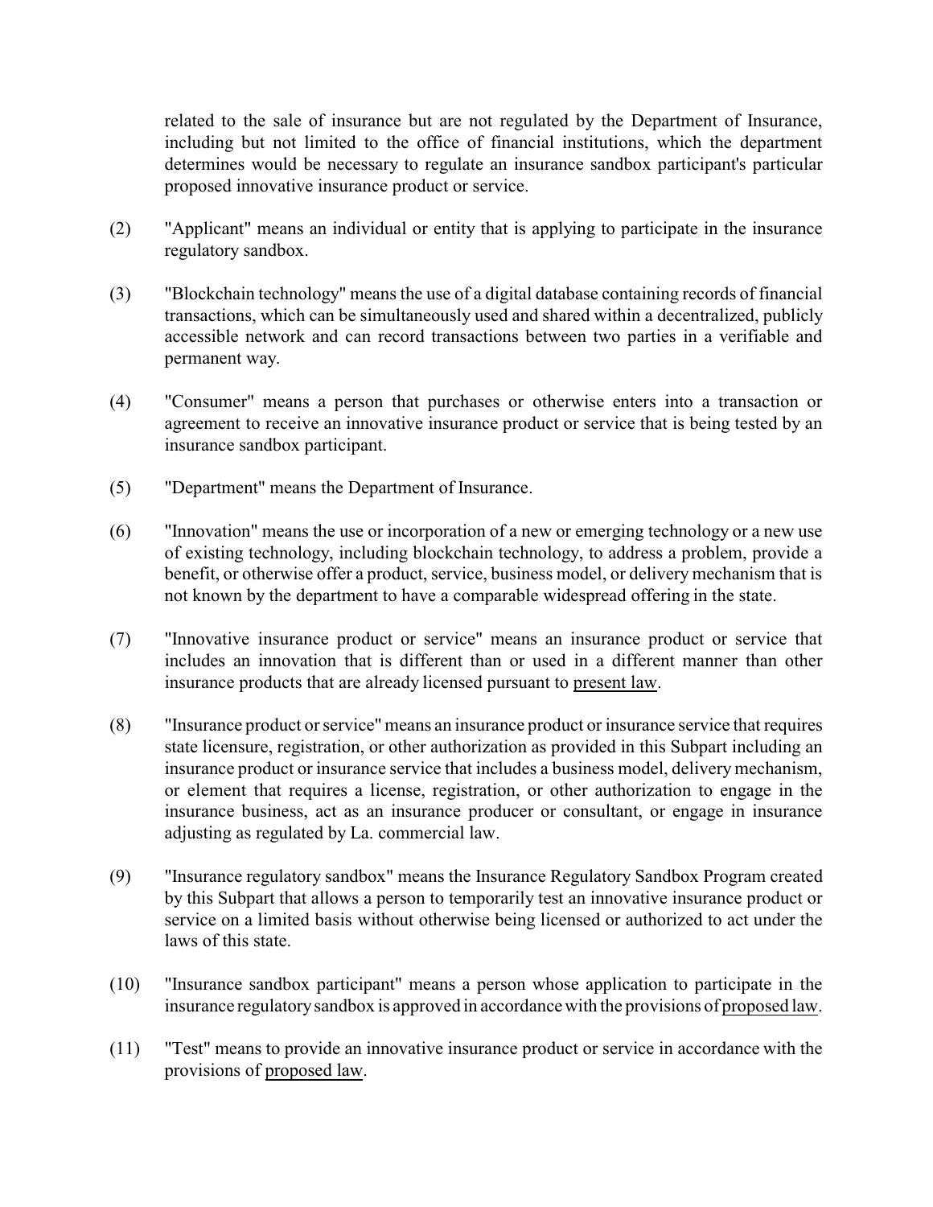related to the sale of insurance but are not regulated by the Department of Insurance, including but not limited to the office of financial institutions, which the department determines would be necessary to regulate an insurance sandbox participant's particular proposed innovative insurance product or service.

(2) "Applicant" means an individual or entity that is applying to participate in the insurance regulatory sandbox.

(3) "Blockchain technology" means the use of a digital database containing records of financial transactions, which can be simultaneously used and shared within a decentralized, publicly accessible network and can record transactions between two parties in a verifiable and permanent way.

(4) "Consumer" means a person that purchases or otherwise enters into a transaction or agreement to receive an innovative insurance product or service that is being tested by an insurance sandbox participant.

(5) "Department" means the Department of Insurance.

(6) "Innovation" means the use or incorporation of a new or emerging technology or a new use of existing technology, including blockchain technology, to address a problem, provide a benefit, or otherwise offer a product, service, business model, or delivery mechanism that is not known by the department to have a comparable widespread offering in the state.

(7) "Innovative insurance product or service" means an insurance product or service that includes an innovation that is different than or used in a different manner than other insurance products that are already licensed pursuant to present law.

(8) "Insurance product or service" means an insurance product or insurance service that requires state licensure, registration, or other authorization as provided in this Subpart including an insurance product or insurance service that includes a business model, delivery mechanism, or element that requires a license, registration, or other authorization to engage in the insurance business, act as an insurance producer or consultant, or engage in insurance adjusting as regulated by La. commercial law.

(9) "Insurance regulatory sandbox" means the Insurance Regulatory Sandbox Program created by this Subpart that allows a person to temporarily test an innovative insurance product or service on a limited basis without otherwise being licensed or authorized to act under the laws of this state.

(10) "Insurance sandbox participant" means a person whose application to participate in the insurance regulatory sandbox is approved in accordance with the provisions of proposed law.

(11) "Test" means to provide an innovative insurance product or service in accordance with the provisions of proposed law.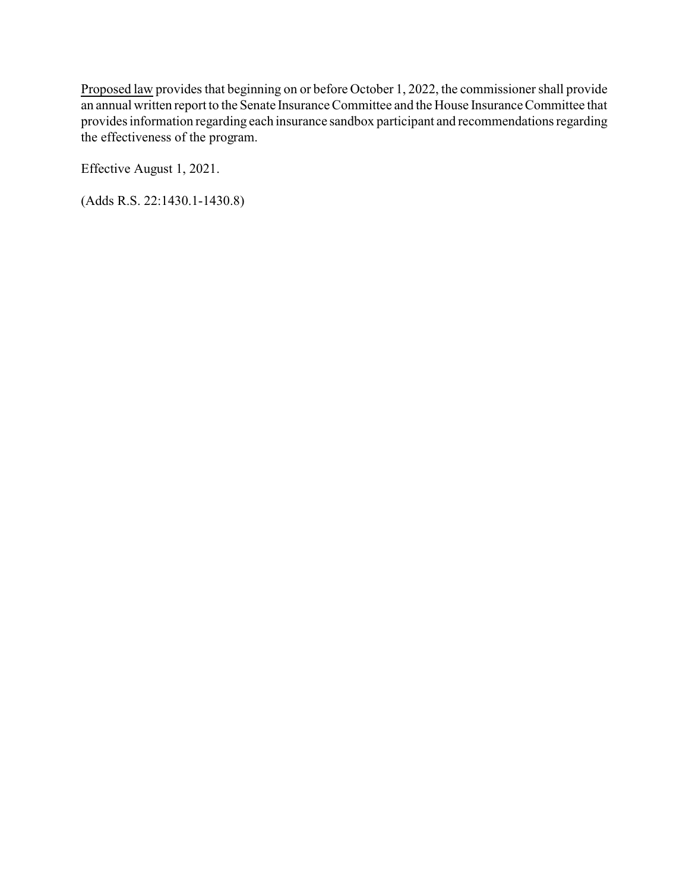<u>Proposed law</u> provides that beginning on or before October 1, 2022, the commissioner shall provide an annual written report to the Senate Insurance Committee and the House Insurance Committee that provides information regarding each insurance sandbox participant and recommendations regarding the effectiveness of the program.

Effective August 1, 2021.

(Adds R.S. 22:1430.1-1430.8)